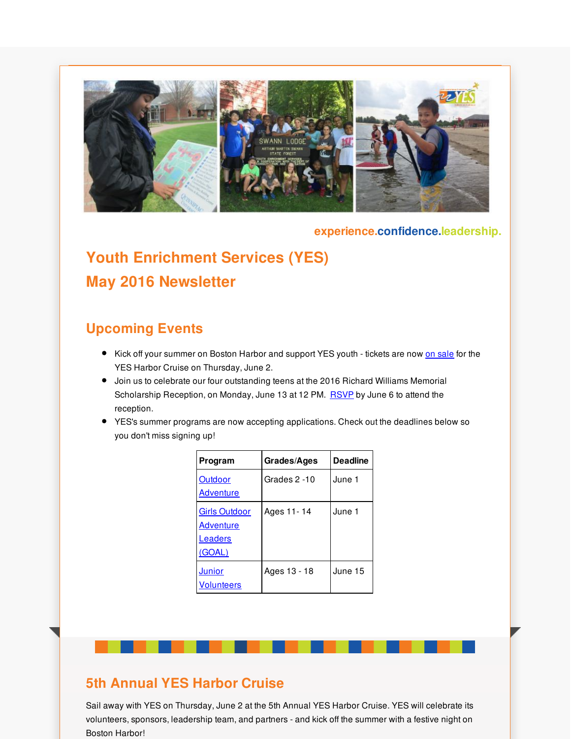experience.confidence.leadership.

# Youth Enrichment Services (YES)

# May 2016 Newsletter

## Upcoming Events

- Kick off your summer on Boston Harbor and support YES youth - tickets are now on sale for the YES Harbor Cruise on Thursday, June 2.
- Join us to celebrate our four outstanding teens at the 2016 Richard Williams Memorial Scholarship Reception, on Monday, June 13 at 12 PM. RSVP by June 6 to attend the reception.
- YES's summer programs are now accepting applications. Check out the deadlines below so you don't miss signing up!

| Program | Grades/Ages | Deadline |
| --- | --- | --- |
| Outdoor Adventure | Grades 2 -10 | June 1 |
| Girls Outdoor Adventure Leaders (GOAL) | Ages 11- 14 | June 1 |
| Junior Volunteers | Ages 13 - 18 | June 15 |

## 5th Annual YES Harbor Cruise

Sail away with YES on Thursday, June 2 at the 5th Annual YES Harbor Cruise. YES will celebrate its volunteers, sponsors, leadership team, and partners - and kick off the summer with a festive night on Boston Harbor!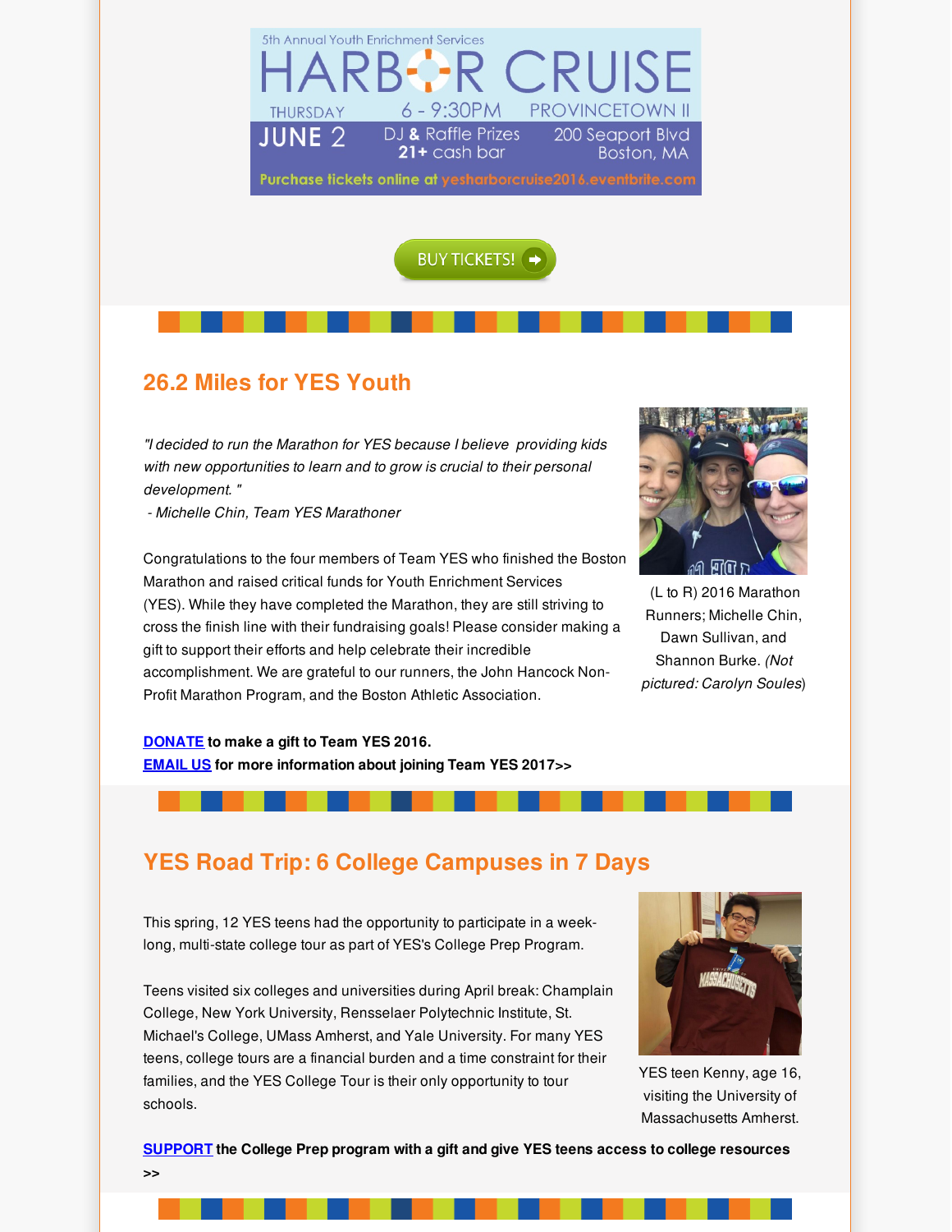5th Annual Youth Enrichment Services

# HARBOR CRUISE

THURSDAY **JUNE 2** 6 - 9:30PM PROVINCETOWN II

DJ & Raffle Prizes **21+** cash bar

200 Seaport Blvd Boston, MA

Purchase tickets online at yesharborcruise2016.eventbrite.com

BUY TICKETS!

## 26.2 Miles for YES Youth

*"I decided to run the Marathon for YES because I believe providing kids with new opportunities to learn and to grow is crucial to their personal development."*
*- Michelle Chin, Team YES Marathoner*

Congratulations to the four members of Team YES who finished the Boston Marathon and raised critical funds for Youth Enrichment Services (YES). While they have completed the Marathon, they are still striving to cross the finish line with their fundraising goals! Please consider making a gift to support their efforts and help celebrate their incredible accomplishment. We are grateful to our runners, the John Hancock Non-Profit Marathon Program, and the Boston Athletic Association.

(L to R) 2016 Marathon Runners; Michelle Chin, Dawn Sullivan, and Shannon Burke. *(Not pictured: Carolyn Soules)*

**DONATE to make a gift to Team YES 2016.**
**EMAIL US for more information about joining Team YES 2017>>**

## YES Road Trip: 6 College Campuses in 7 Days

This spring, 12 YES teens had the opportunity to participate in a week-long, multi-state college tour as part of YES's College Prep Program.

Teens visited six colleges and universities during April break: Champlain College, New York University, Rensselaer Polytechnic Institute, St. Michael's College, UMass Amherst, and Yale University. For many YES teens, college tours are a financial burden and a time constraint for their families, and the YES College Tour is their only opportunity to tour schools.

YES teen Kenny, age 16, visiting the University of Massachusetts Amherst.

**SUPPORT the College Prep program with a gift and give YES teens access to college resources >>**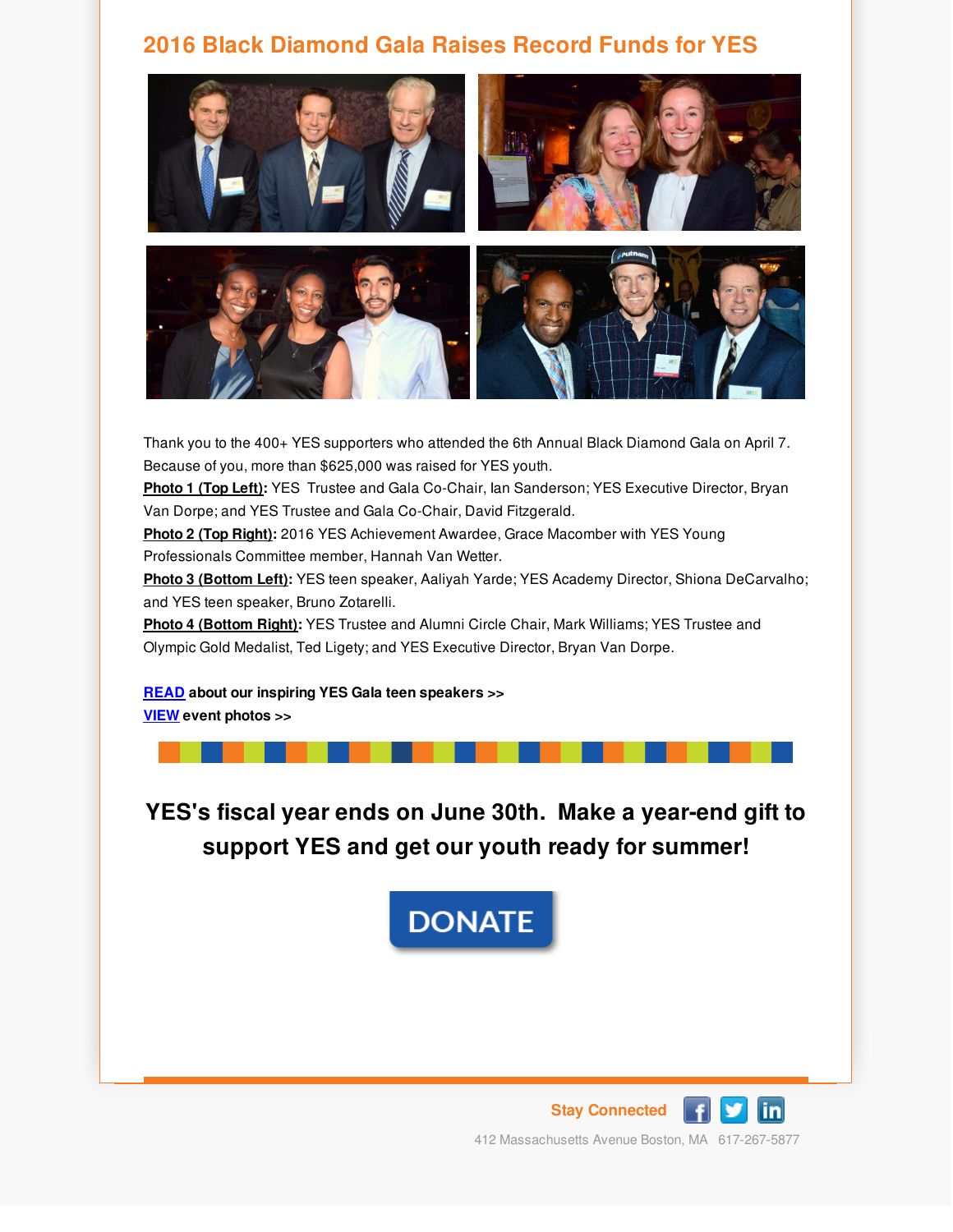## 2016 Black Diamond Gala Raises Record Funds for YES

Thank you to the 400+ YES supporters who attended the 6th Annual Black Diamond Gala on April 7. Because of you, more than $625,000 was raised for YES youth.

**Photo 1 (Top Left):** YES Trustee and Gala Co-Chair, Ian Sanderson; YES Executive Director, Bryan Van Dorpe; and YES Trustee and Gala Co-Chair, David Fitzgerald.

**Photo 2 (Top Right):** 2016 YES Achievement Awardee, Grace Macomber with YES Young Professionals Committee member, Hannah Van Wetter.

**Photo 3 (Bottom Left):** YES teen speaker, Aaliyah Yarde; YES Academy Director, Shiona DeCarvalho; and YES teen speaker, Bruno Zotarelli.

**Photo 4 (Bottom Right):** YES Trustee and Alumni Circle Chair, Mark Williams; YES Trustee and Olympic Gold Medalist, Ted Ligety; and YES Executive Director, Bryan Van Dorpe.

**READ about our inspiring YES Gala teen speakers >>**
**VIEW event photos >>**

### YES's fiscal year ends on June 30th. Make a year-end gift to support YES and get our youth ready for summer!

DONATE

**Stay Connected**

412 Massachusetts Avenue Boston, MA 617-267-5877